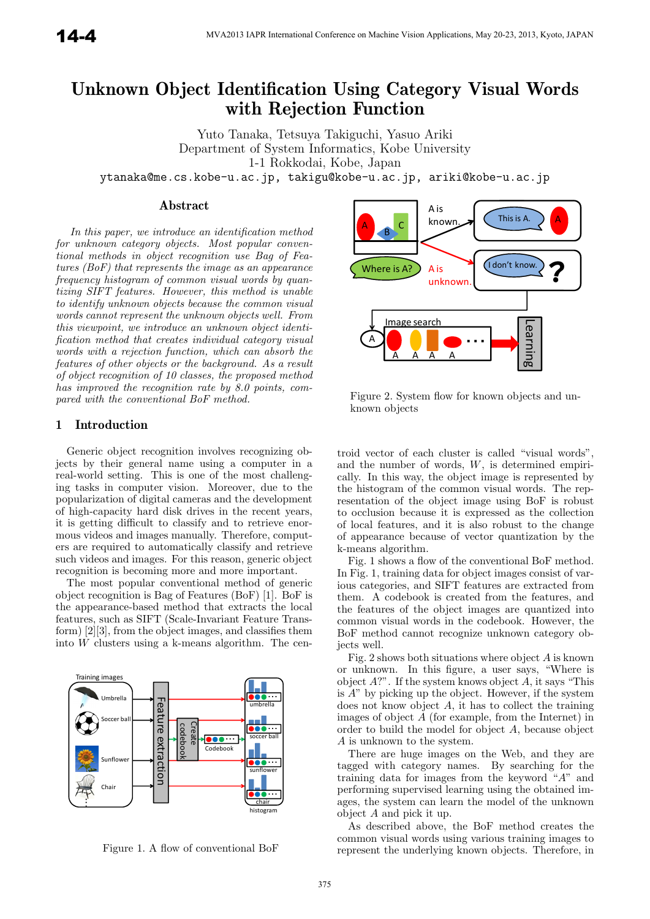# Unknown Object Identification Using Category Visual Words with Rejection Function

Yuto Tanaka, Tetsuya Takiguchi, Yasuo Ariki
Department of System Informatics, Kobe University
1-1 Rokkodai, Kobe, Japan
ytanaka@me.cs.kobe-u.ac.jp, takigu@kobe-u.ac.jp, ariki@kobe-u.ac.jp

## Abstract

*In this paper, we introduce an identification method for unknown category objects. Most popular conventional methods in object recognition use Bag of Features (BoF) that represents the image as an appearance frequency histogram of common visual words by quantizing SIFT features. However, this method is unable to identify unknown objects because the common visual words cannot represent the unknown objects well. From this viewpoint, we introduce an unknown object identification method that creates individual category visual words with a rejection function, which can absorb the features of other objects or the background. As a result of object recognition of 10 classes, the proposed method has improved the recognition rate by 8.0 points, compared with the conventional BoF method.*

## 1 Introduction

Generic object recognition involves recognizing objects by their general name using a computer in a real-world setting. This is one of the most challenging tasks in computer vision. Moreover, due to the popularization of digital cameras and the development of high-capacity hard disk drives in the recent years, it is getting difficult to classify and to retrieve enormous videos and images manually. Therefore, computers are required to automatically classify and retrieve such videos and images. For this reason, generic object recognition is becoming more and more important.

The most popular conventional method of generic object recognition is Bag of Features (BoF) [1]. BoF is the appearance-based method that extracts the local features, such as SIFT (Scale-Invariant Feature Transform) [2][3], from the object images, and classifies them into $W$ clusters using a k-means algorithm. The centroid vector of each cluster is called "visual words", and the number of words, $W$, is determined empirically. In this way, the object image is represented by the histogram of the common visual words. The representation of the object image using BoF is robust to occlusion because it is expressed as the collection of local features, and it is also robust to the change of appearance because of vector quantization by the k-means algorithm.

Figure 1. A flow of conventional BoF

Fig. 1 shows a flow of the conventional BoF method. In Fig. 1, training data for object images consist of various categories, and SIFT features are extracted from them. A codebook is created from the features, and the features of the object images are quantized into common visual words in the codebook. However, the BoF method cannot recognize unknown category objects well.

Figure 2. System flow for known objects and unknown objects

Fig. 2 shows both situations where object $A$ is known or unknown. In this figure, a user says, "Where is object $A$?". If the system knows object $A$, it says "This is $A$" by picking up the object. However, if the system does not know object $A$, it has to collect the training images of object $A$ (for example, from the Internet) in order to build the model for object $A$, because object $A$ is unknown to the system.

There are huge images on the Web, and they are tagged with category names. By searching for the training data for images from the keyword "$A$" and performing supervised learning using the obtained images, the system can learn the model of the unknown object $A$ and pick it up.

As described above, the BoF method creates the common visual words using various training images to represent the underlying known objects. Therefore, in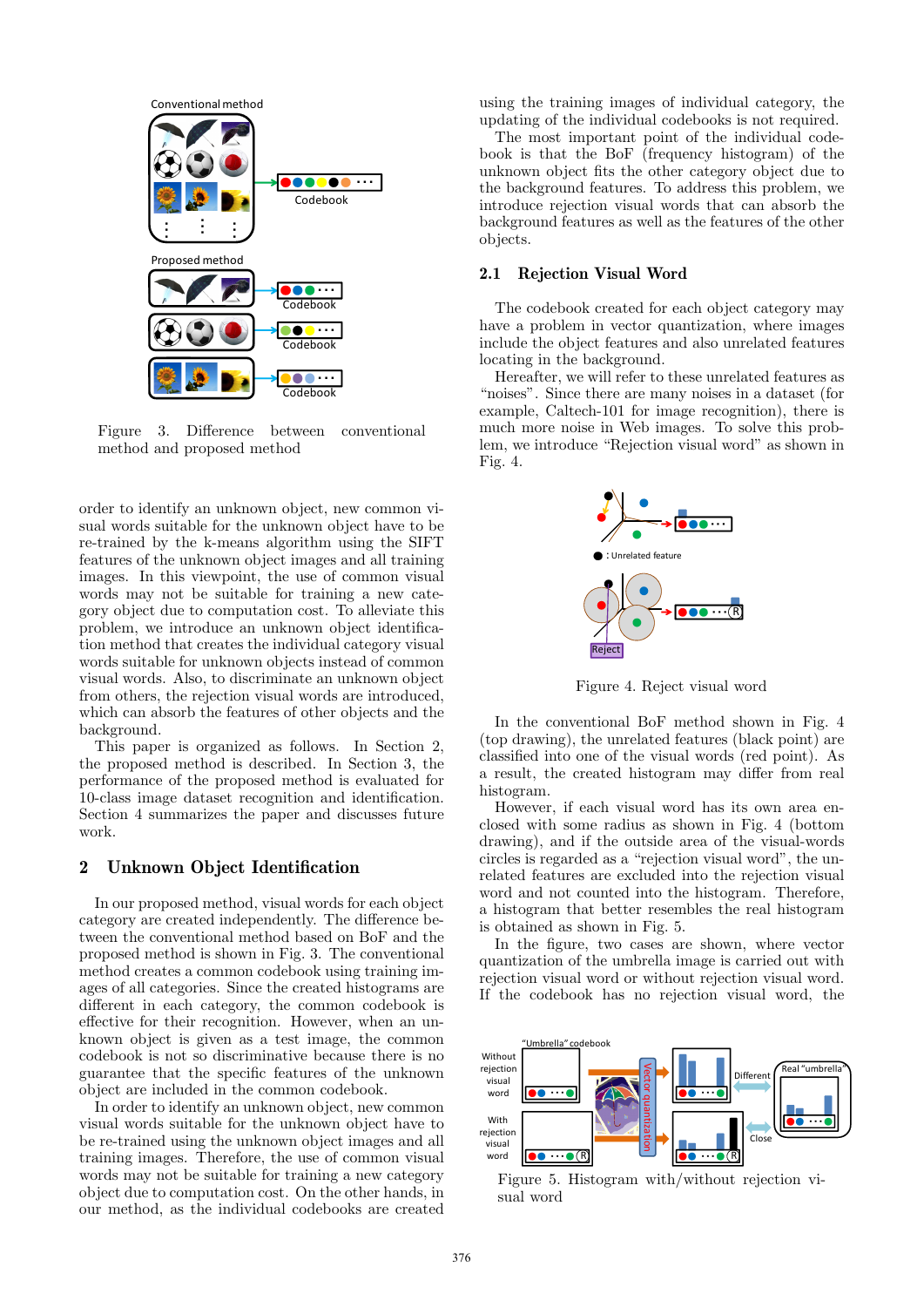Figure 3. Difference between conventional method and proposed method

order to identify an unknown object, new common visual words suitable for the unknown object have to be re-trained by the k-means algorithm using the SIFT features of the unknown object images and all training images. In this viewpoint, the use of common visual words may not be suitable for training a new category object due to computation cost. To alleviate this problem, we introduce an unknown object identification method that creates the individual category visual words suitable for unknown objects instead of common visual words. Also, to discriminate an unknown object from others, the rejection visual words are introduced, which can absorb the features of other objects and the background.

This paper is organized as follows. In Section 2, the proposed method is described. In Section 3, the performance of the proposed method is evaluated for 10-class image dataset recognition and identification. Section 4 summarizes the paper and discusses future work.

## 2 Unknown Object Identification

In our proposed method, visual words for each object category are created independently. The difference between the conventional method based on BoF and the proposed method is shown in Fig. 3. The conventional method creates a common codebook using training images of all categories. Since the created histograms are different in each category, the common codebook is effective for their recognition. However, when an unknown object is given as a test image, the common codebook is not so discriminative because there is no guarantee that the specific features of the unknown object are included in the common codebook.

In order to identify an unknown object, new common visual words suitable for the unknown object have to be re-trained using the unknown object images and all training images. Therefore, the use of common visual words may not be suitable for training a new category object due to computation cost. On the other hands, in our method, as the individual codebooks are created using the training images of individual category, the updating of the individual codebooks is not required.

The most important point of the individual codebook is that the BoF (frequency histogram) of the unknown object fits the other category object due to the background features. To address this problem, we introduce rejection visual words that can absorb the background features as well as the features of the other objects.

### 2.1 Rejection Visual Word

The codebook created for each object category may have a problem in vector quantization, where images include the object features and also unrelated features locating in the background.

Hereafter, we will refer to these unrelated features as "noises". Since there are many noises in a dataset (for example, Caltech-101 for image recognition), there is much more noise in Web images. To solve this problem, we introduce "Rejection visual word" as shown in Fig. 4.

Figure 4. Reject visual word

In the conventional BoF method shown in Fig. 4 (top drawing), the unrelated features (black point) are classified into one of the visual words (red point). As a result, the created histogram may differ from real histogram.

However, if each visual word has its own area enclosed with some radius as shown in Fig. 4 (bottom drawing), and if the outside area of the visual-words circles is regarded as a "rejection visual word", the unrelated features are excluded into the rejection visual word and not counted into the histogram. Therefore, a histogram that better resembles the real histogram is obtained as shown in Fig. 5.

In the figure, two cases are shown, where vector quantization of the umbrella image is carried out with rejection visual word or without rejection visual word. If the codebook has no rejection visual word, the

Figure 5. Histogram with/without rejection visual word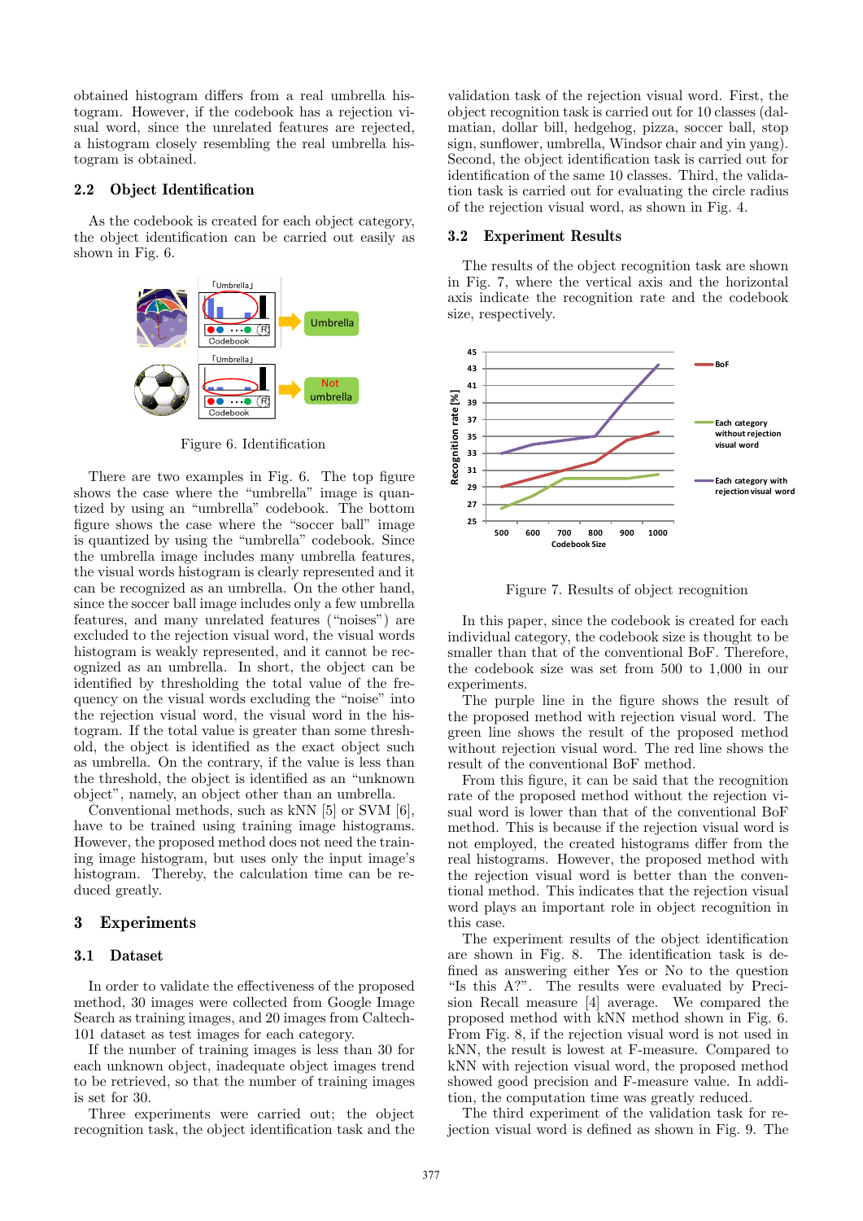obtained histogram differs from a real umbrella histogram. However, if the codebook has a rejection visual word, since the unrelated features are rejected, a histogram closely resembling the real umbrella histogram is obtained.

### 2.2 Object Identification

As the codebook is created for each object category, the object identification can be carried out easily as shown in Fig. 6.

Figure 6. Identification

There are two examples in Fig. 6. The top figure shows the case where the "umbrella" image is quantized by using an "umbrella" codebook. The bottom figure shows the case where the "soccer ball" image is quantized by using the "umbrella" codebook. Since the umbrella image includes many umbrella features, the visual words histogram is clearly represented and it can be recognized as an umbrella. On the other hand, since the soccer ball image includes only a few umbrella features, and many unrelated features ("noises") are excluded to the rejection visual word, the visual words histogram is weakly represented, and it cannot be recognized as an umbrella. In short, the object can be identified by thresholding the total value of the frequency on the visual words excluding the "noise" into the rejection visual word, the visual word in the histogram. If the total value is greater than some threshold, the object is identified as the exact object such as umbrella. On the contrary, if the value is less than the threshold, the object is identified as an "unknown object", namely, an object other than an umbrella.

Conventional methods, such as kNN [5] or SVM [6], have to be trained using training image histograms. However, the proposed method does not need the training image histogram, but uses only the input image's histogram. Thereby, the calculation time can be reduced greatly.

## 3 Experiments

### 3.1 Dataset

In order to validate the effectiveness of the proposed method, 30 images were collected from Google Image Search as training images, and 20 images from Caltech-101 dataset as test images for each category.

If the number of training images is less than 30 for each unknown object, inadequate object images trend to be retrieved, so that the number of training images is set for 30.

Three experiments were carried out; the object recognition task, the object identification task and the validation task of the rejection visual word. First, the object recognition task is carried out for 10 classes (dalmatian, dollar bill, hedgehog, pizza, soccer ball, stop sign, sunflower, umbrella, Windsor chair and yin yang). Second, the object identification task is carried out for identification of the same 10 classes. Third, the validation task is carried out for evaluating the circle radius of the rejection visual word, as shown in Fig. 4.

### 3.2 Experiment Results

The results of the object recognition task are shown in Fig. 7, where the vertical axis and the horizontal axis indicate the recognition rate and the codebook size, respectively.

Figure 7. Results of object recognition

In this paper, since the codebook is created for each individual category, the codebook size is thought to be smaller than that of the conventional BoF. Therefore, the codebook size was set from 500 to 1,000 in our experiments.

The purple line in the figure shows the result of the proposed method with rejection visual word. The green line shows the result of the proposed method without rejection visual word. The red line shows the result of the conventional BoF method.

From this figure, it can be said that the recognition rate of the proposed method without the rejection visual word is lower than that of the conventional BoF method. This is because if the rejection visual word is not employed, the created histograms differ from the real histograms. However, the proposed method with the rejection visual word is better than the conventional method. This indicates that the rejection visual word plays an important role in object recognition in this case.

The experiment results of the object identification are shown in Fig. 8. The identification task is defined as answering either Yes or No to the question "Is this A?". The results were evaluated by Precision Recall measure [4] average. We compared the proposed method with kNN method shown in Fig. 6. From Fig. 8, if the rejection visual word is not used in kNN, the result is lowest at F-measure. Compared to kNN with rejection visual word, the proposed method showed good precision and F-measure value. In addition, the computation time was greatly reduced.

The third experiment of the validation task for rejection visual word is defined as shown in Fig. 9. The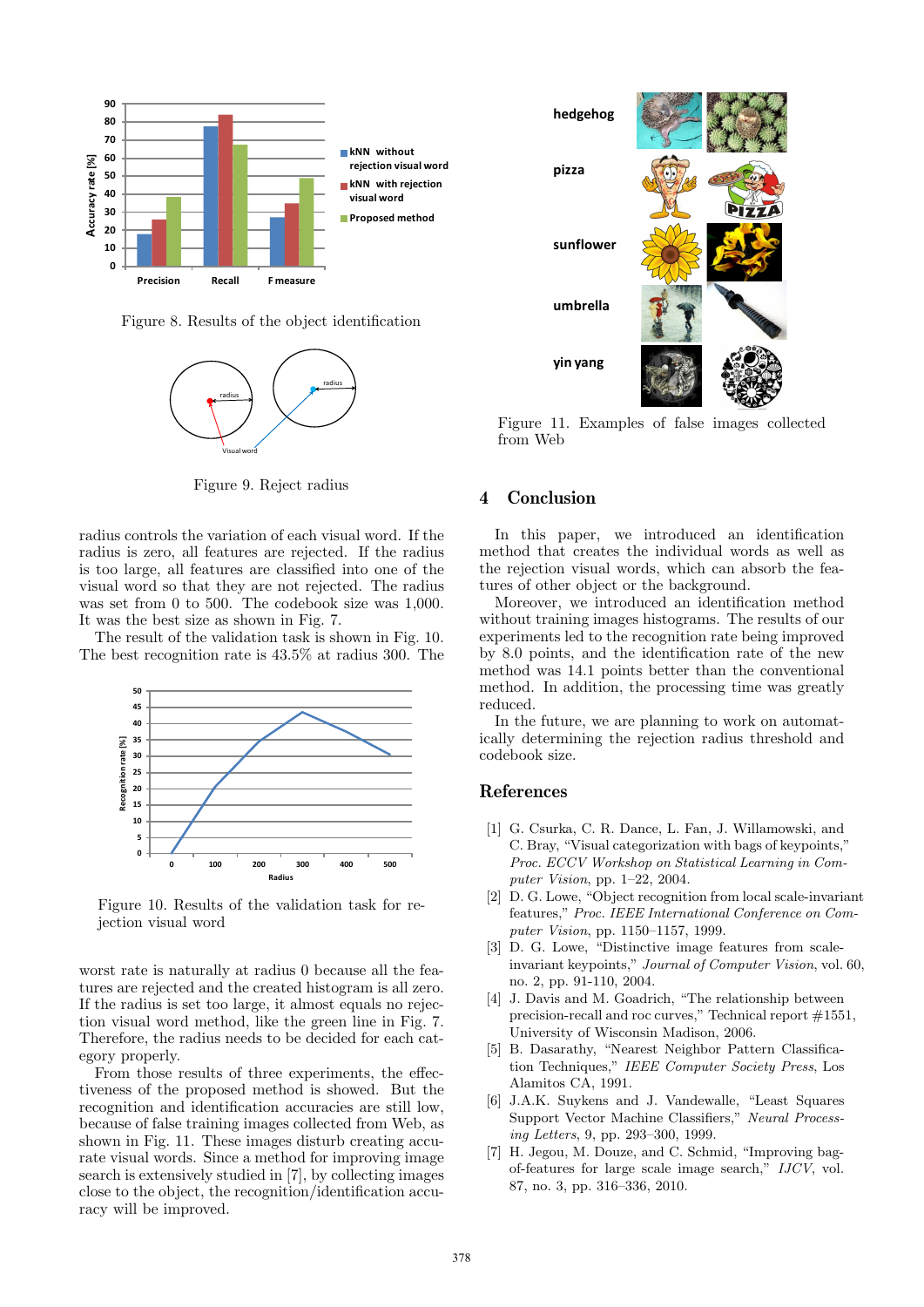90
80
70
60
50
40
30
20
10
0

Accuracy rate [%]

Precision
Recall
F measure

kNN without rejection visual word
kNN with rejection visual word
Proposed method

Figure 8. Results of the object identification

radius
radius
Visual word

Figure 9. Reject radius

radius controls the variation of each visual word. If the radius is zero, all features are rejected. If the radius is too large, all features are classified into one of the visual word so that they are not rejected. The radius was set from 0 to 500. The codebook size was 1,000. It was the best size as shown in Fig. 7.

The result of the validation task is shown in Fig. 10. The best recognition rate is 43.5% at radius 300. The worst rate is naturally at radius 0 because all the features are rejected and the created histogram is all zero. If the radius is set too large, it almost equals no rejection visual word method, like the green line in Fig. 7. Therefore, the radius needs to be decided for each category properly.

50
45
40
35
30
25
20
15
10
5
0

Recognition rate [%]

0
100
200
300
400
500

Radius

Figure 10. Results of the validation task for rejection visual word

From those results of three experiments, the effectiveness of the proposed method is showed. But the recognition and identification accuracies are still low, because of false training images collected from Web, as shown in Fig. 11. These images disturb creating accurate visual words. Since a method for improving image search is extensively studied in [7], by collecting images close to the object, the recognition/identification accuracy will be improved.

hedgehog
pizza
sunflower
umbrella
yin yang

Figure 11. Examples of false images collected from Web

## 4 Conclusion

In this paper, we introduced an identification method that creates the individual words as well as the rejection visual words, which can absorb the features of other object or the background.

Moreover, we introduced an identification method without training images histograms. The results of our experiments led to the recognition rate being improved by 8.0 points, and the identification rate of the new method was 14.1 points better than the conventional method. In addition, the processing time was greatly reduced.

In the future, we are planning to work on automatically determining the rejection radius threshold and codebook size.

## References

[1] G. Csurka, C. R. Dance, L. Fan, J. Willamowski, and C. Bray, "Visual categorization with bags of keypoints," *Proc. ECCV Workshop on Statistical Learning in Computer Vision*, pp. 1–22, 2004.

[2] D. G. Lowe, "Object recognition from local scale-invariant features," *Proc. IEEE International Conference on Computer Vision*, pp. 1150–1157, 1999.

[3] D. G. Lowe, "Distinctive image features from scale-invariant keypoints," *Journal of Computer Vision*, vol. 60, no. 2, pp. 91-110, 2004.

[4] J. Davis and M. Goadrich, "The relationship between precision-recall and roc curves," Technical report #1551, University of Wisconsin Madison, 2006.

[5] B. Dasarathy, "Nearest Neighbor Pattern Classification Techniques," *IEEE Computer Society Press*, Los Alamitos CA, 1991.

[6] J.A.K. Suykens and J. Vandewalle, "Least Squares Support Vector Machine Classifiers," *Neural Processing Letters*, 9, pp. 293–300, 1999.

[7] H. Jegou, M. Douze, and C. Schmid, "Improving bag-of-features for large scale image search," *IJCV*, vol. 87, no. 3, pp. 316–336, 2010.